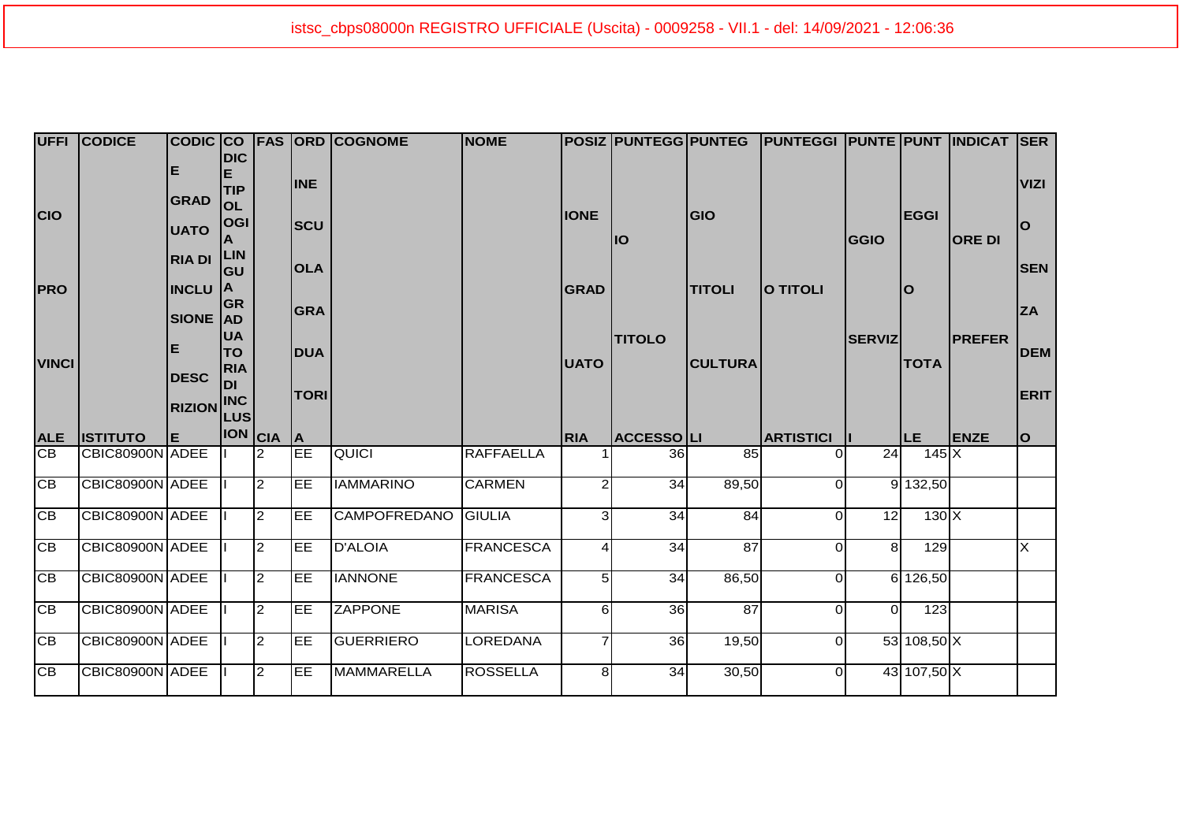istsc_cbps08000n REGISTRO UFFICIALE (Uscita) - 0009258 - VII.1 - del: 14/09/2021 - 12:06:36

| UFFICIO PROVINCIALE | CODICE ISTITUTO | CODICE GRADUATORIA DI INCLUSIONE E DESCRIZIONE | CODICE TIPOLOGIA LINGUA GRADUATORIA DI INCLUSIONE | FASCIA | ORDINE SCUOLA GRADUATORIA | COGNOME | NOME | POSIZIONE GRADUATORIA | PUNTEGGIO TITOLO ACCESSO | PUNTEGGIO TITOLI CULTURALI | PUNTEGGIO TITOLI ARTISTICI | PUNTEGGIO SERVIZI | PUNTEGGIO TOTALE | INDICATORE DI PREFERENZE | SERVIZIO SENZA DEMERITO |
|---|---|---|---|---|---|---|---|---|---|---|---|---|---|---|---|
| CB | CBIC80900N | ADEE | I | 2 | EE | QUICI | RAFFAELLA | 1 | 36 | 85 | 0 | 24 | 145 | X | |
| CB | CBIC80900N | ADEE | I | 2 | EE | IAMMARINO | CARMEN | 2 | 34 | 89,50 | 0 | 9 | 132,50 | | |
| CB | CBIC80900N | ADEE | I | 2 | EE | CAMPOFREDANO | GIULIA | 3 | 34 | 84 | 0 | 12 | 130 | X | |
| CB | CBIC80900N | ADEE | I | 2 | EE | D'ALOIA | FRANCESCA | 4 | 34 | 87 | 0 | 8 | 129 | | X |
| CB | CBIC80900N | ADEE | I | 2 | EE | IANNONE | FRANCESCA | 5 | 34 | 86,50 | 0 | 6 | 126,50 | | |
| CB | CBIC80900N | ADEE | I | 2 | EE | ZAPPONE | MARISA | 6 | 36 | 87 | 0 | 0 | 123 | | |
| CB | CBIC80900N | ADEE | I | 2 | EE | GUERRIERO | LOREDANA | 7 | 36 | 19,50 | 0 | 53 | 108,50 | X | |
| CB | CBIC80900N | ADEE | I | 2 | EE | MAMMARELLA | ROSSELLA | 8 | 34 | 30,50 | 0 | 43 | 107,50 | X | |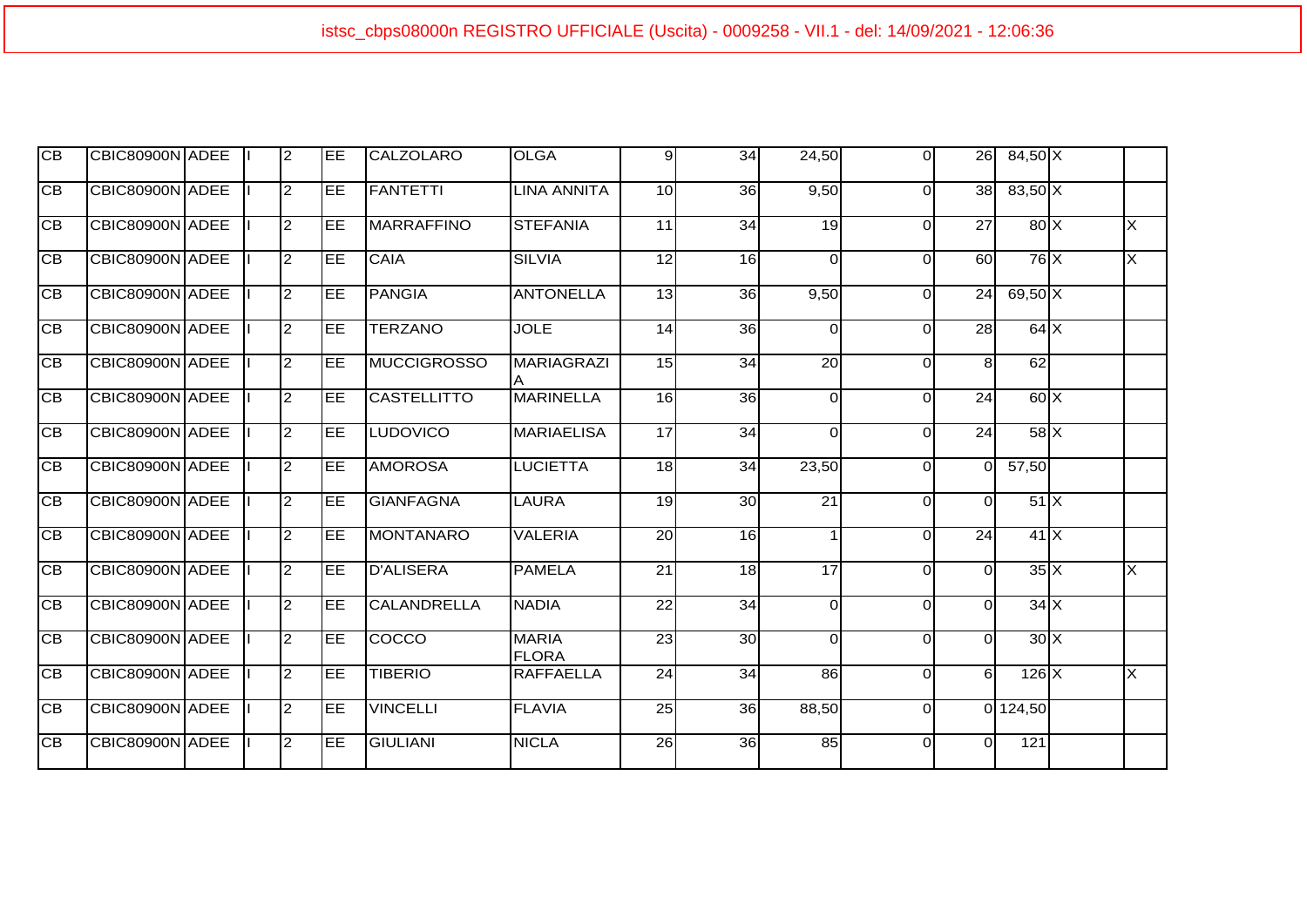| | | | | | | | | | | | | | | | | |
|---|---|---|---|---|---|---|---|---|---|---|---|---|---|---|---|---|
| CB | CBIC80900N | ADEE | I | 2 | EE | CALZOLARO | OLGA | 9 | 34 | 24,50 | 0 | 26 | 84,50 | X | | |
| CB | CBIC80900N | ADEE | I | 2 | EE | FANTETTI | LINA ANNITA | 10 | 36 | 9,50 | 0 | 38 | 83,50 | X | | |
| CB | CBIC80900N | ADEE | I | 2 | EE | MARRAFFINO | STEFANIA | 11 | 34 | 19 | 0 | 27 | 80 | X | | X |
| CB | CBIC80900N | ADEE | I | 2 | EE | CAIA | SILVIA | 12 | 16 | 0 | 0 | 60 | 76 | X | | X |
| CB | CBIC80900N | ADEE | I | 2 | EE | PANGIA | ANTONELLA | 13 | 36 | 9,50 | 0 | 24 | 69,50 | X | | |
| CB | CBIC80900N | ADEE | I | 2 | EE | TERZANO | JOLE | 14 | 36 | 0 | 0 | 28 | 64 | X | | |
| CB | CBIC80900N | ADEE | I | 2 | EE | MUCCIGROSSO | MARIAGRAZIA | 15 | 34 | 20 | 0 | 8 | 62 | | | |
| CB | CBIC80900N | ADEE | I | 2 | EE | CASTELLITTO | MARINELLA | 16 | 36 | 0 | 0 | 24 | 60 | X | | |
| CB | CBIC80900N | ADEE | I | 2 | EE | LUDOVICO | MARIAELISA | 17 | 34 | 0 | 0 | 24 | 58 | X | | |
| CB | CBIC80900N | ADEE | I | 2 | EE | AMOROSA | LUCIETTA | 18 | 34 | 23,50 | 0 | 0 | 57,50 | | | |
| CB | CBIC80900N | ADEE | I | 2 | EE | GIANFAGNA | LAURA | 19 | 30 | 21 | 0 | 0 | 51 | X | | |
| CB | CBIC80900N | ADEE | I | 2 | EE | MONTANARO | VALERIA | 20 | 16 | 1 | 0 | 24 | 41 | X | | |
| CB | CBIC80900N | ADEE | I | 2 | EE | D'ALISERA | PAMELA | 21 | 18 | 17 | 0 | 0 | 35 | X | | X |
| CB | CBIC80900N | ADEE | I | 2 | EE | CALANDRELLA | NADIA | 22 | 34 | 0 | 0 | 0 | 34 | X | | |
| CB | CBIC80900N | ADEE | I | 2 | EE | COCCO | MARIA FLORA | 23 | 30 | 0 | 0 | 0 | 30 | X | | |
| CB | CBIC80900N | ADEE | I | 2 | EE | TIBERIO | RAFFAELLA | 24 | 34 | 86 | 0 | 6 | 126 | X | | X |
| CB | CBIC80900N | ADEE | I | 2 | EE | VINCELLI | FLAVIA | 25 | 36 | 88,50 | 0 | 0 | 124,50 | | | |
| CB | CBIC80900N | ADEE | I | 2 | EE | GIULIANI | NICLA | 26 | 36 | 85 | 0 | 0 | 121 | | | |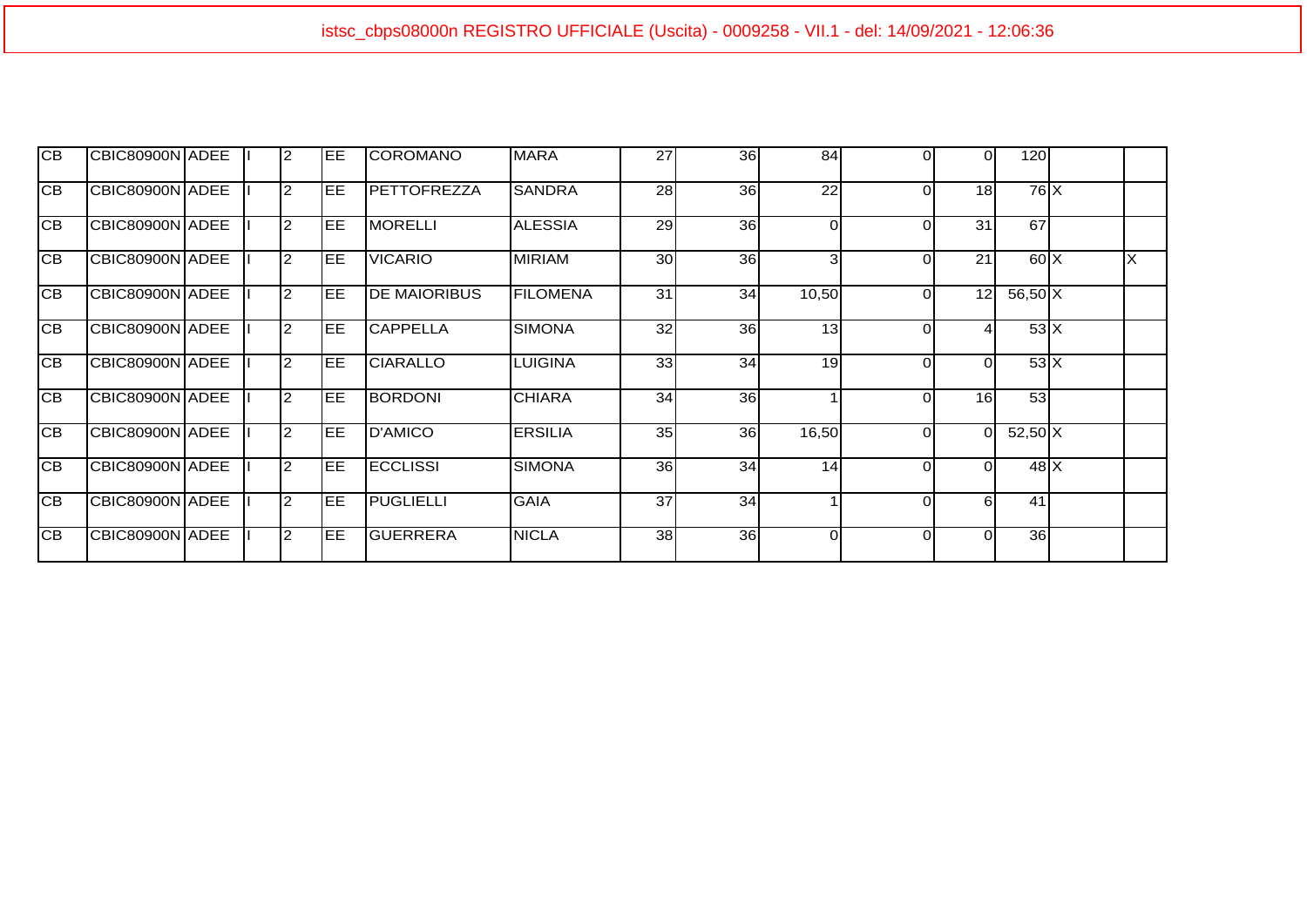| | | | | | | | | | | | | | | | |
|---|---|---|---|---|---|---|---|---|---|---|---|---|---|---|---|
| CB | CBIC80900N | ADEE | I | 2 | EE | COROMANO | MARA | 27 | 36 | 84 | 0 | 0 | 120 | | |
| CB | CBIC80900N | ADEE | I | 2 | EE | PETTOFREZZA | SANDRA | 28 | 36 | 22 | 0 | 18 | 76 | X | |
| CB | CBIC80900N | ADEE | I | 2 | EE | MORELLI | ALESSIA | 29 | 36 | 0 | 0 | 31 | 67 | | |
| CB | CBIC80900N | ADEE | I | 2 | EE | VICARIO | MIRIAM | 30 | 36 | 3 | 0 | 21 | 60 | X | X |
| CB | CBIC80900N | ADEE | I | 2 | EE | DE MAIORIBUS | FILOMENA | 31 | 34 | 10,50 | 0 | 12 | 56,50 | X | |
| CB | CBIC80900N | ADEE | I | 2 | EE | CAPPELLA | SIMONA | 32 | 36 | 13 | 0 | 4 | 53 | X | |
| CB | CBIC80900N | ADEE | I | 2 | EE | CIARALLO | LUIGINA | 33 | 34 | 19 | 0 | 0 | 53 | X | |
| CB | CBIC80900N | ADEE | I | 2 | EE | BORDONI | CHIARA | 34 | 36 | 1 | 0 | 16 | 53 | | |
| CB | CBIC80900N | ADEE | I | 2 | EE | D'AMICO | ERSILIA | 35 | 36 | 16,50 | 0 | 0 | 52,50 | X | |
| CB | CBIC80900N | ADEE | I | 2 | EE | ECCLISSI | SIMONA | 36 | 34 | 14 | 0 | 0 | 48 | X | |
| CB | CBIC80900N | ADEE | I | 2 | EE | PUGLIELLI | GAIA | 37 | 34 | 1 | 0 | 6 | 41 | | |
| CB | CBIC80900N | ADEE | I | 2 | EE | GUERRERA | NICLA | 38 | 36 | 0 | 0 | 0 | 36 | | |